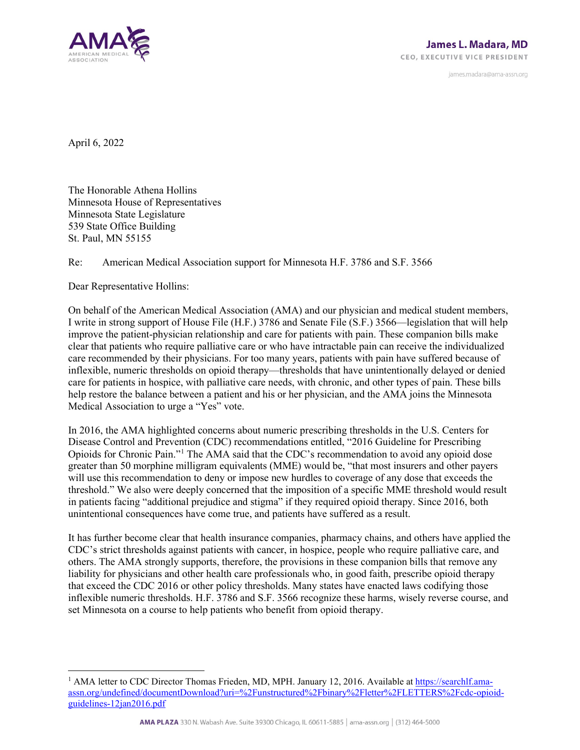**James L. Madara, MD**
CEO, EXECUTIVE VICE PRESIDENT

james.madara@ama-assn.org

April 6, 2022

The Honorable Athena Hollins
Minnesota House of Representatives
Minnesota State Legislature
539 State Office Building
St. Paul, MN 55155

Re: American Medical Association support for Minnesota H.F. 3786 and S.F. 3566

Dear Representative Hollins:

On behalf of the American Medical Association (AMA) and our physician and medical student members, I write in strong support of House File (H.F.) 3786 and Senate File (S.F.) 3566—legislation that will help improve the patient-physician relationship and care for patients with pain. These companion bills make clear that patients who require palliative care or who have intractable pain can receive the individualized care recommended by their physicians. For too many years, patients with pain have suffered because of inflexible, numeric thresholds on opioid therapy—thresholds that have unintentionally delayed or denied care for patients in hospice, with palliative care needs, with chronic, and other types of pain. These bills help restore the balance between a patient and his or her physician, and the AMA joins the Minnesota Medical Association to urge a "Yes" vote.

In 2016, the AMA highlighted concerns about numeric prescribing thresholds in the U.S. Centers for Disease Control and Prevention (CDC) recommendations entitled, "2016 Guideline for Prescribing Opioids for Chronic Pain."[1] The AMA said that the CDC's recommendation to avoid any opioid dose greater than 50 morphine milligram equivalents (MME) would be, "that most insurers and other payers will use this recommendation to deny or impose new hurdles to coverage of any dose that exceeds the threshold." We also were deeply concerned that the imposition of a specific MME threshold would result in patients facing "additional prejudice and stigma" if they required opioid therapy. Since 2016, both unintentional consequences have come true, and patients have suffered as a result.

It has further become clear that health insurance companies, pharmacy chains, and others have applied the CDC's strict thresholds against patients with cancer, in hospice, people who require palliative care, and others. The AMA strongly supports, therefore, the provisions in these companion bills that remove any liability for physicians and other health care professionals who, in good faith, prescribe opioid therapy that exceed the CDC 2016 or other policy thresholds. Many states have enacted laws codifying those inflexible numeric thresholds. H.F. 3786 and S.F. 3566 recognize these harms, wisely reverse course, and set Minnesota on a course to help patients who benefit from opioid therapy.

[1] AMA letter to CDC Director Thomas Frieden, MD, MPH. January 12, 2016. Available at https://searchlf.ama-assn.org/undefined/documentDownload?uri=%2Funstructured%2Fbinary%2Fletter%2FLETTERS%2Fcdc-opioid-guidelines-12jan2016.pdf

AMA PLAZA 330 N. Wabash Ave. Suite 39300 Chicago, IL 60611-5885 | ama-assn.org | (312) 464-5000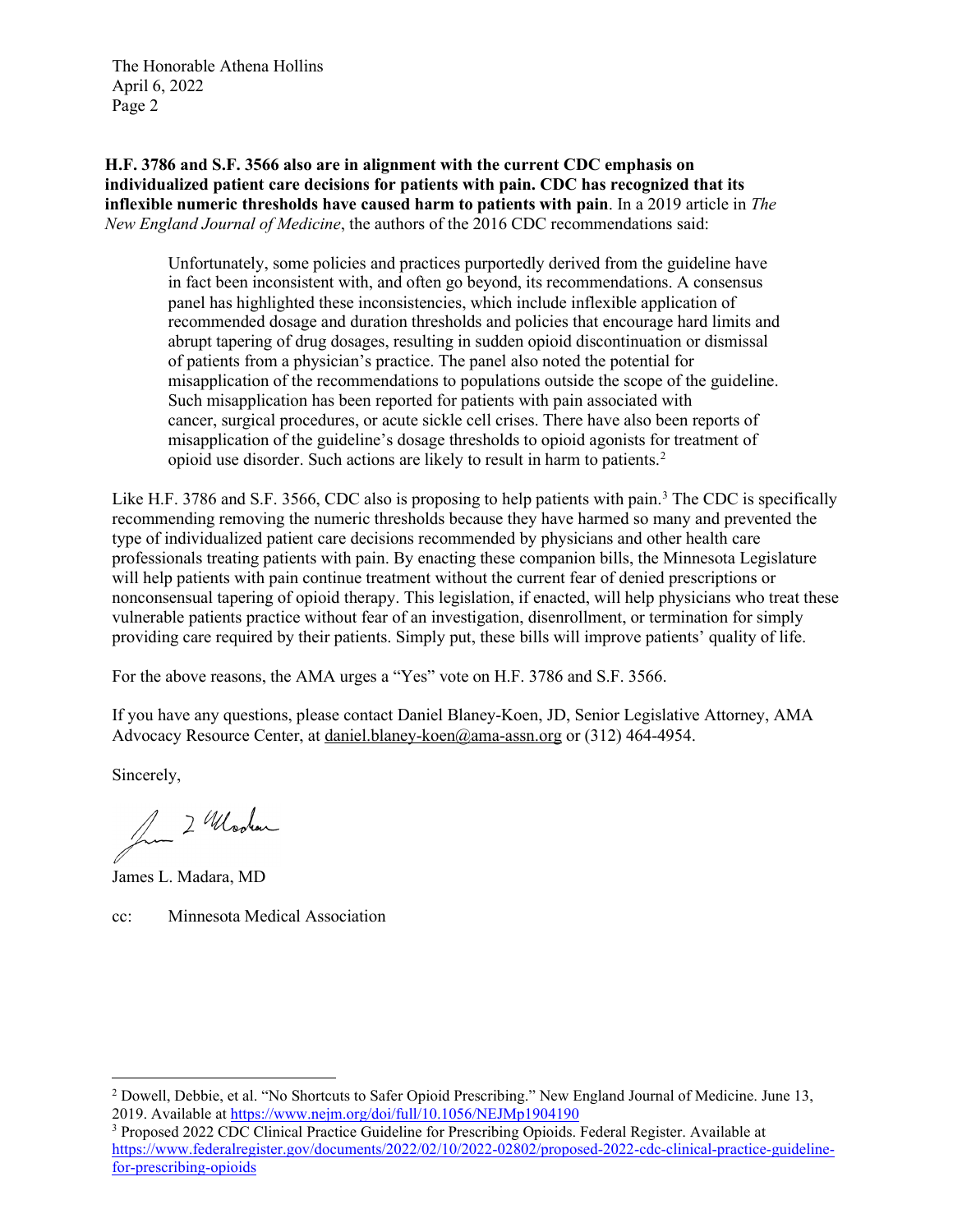**H.F. 3786 and S.F. 3566 also are in alignment with the current CDC emphasis on individualized patient care decisions for patients with pain. CDC has recognized that its inflexible numeric thresholds have caused harm to patients with pain**. In a 2019 article in *The New England Journal of Medicine*, the authors of the 2016 CDC recommendations said:

> Unfortunately, some policies and practices purportedly derived from the guideline have in fact been inconsistent with, and often go beyond, its recommendations. A consensus panel has highlighted these inconsistencies, which include inflexible application of recommended dosage and duration thresholds and policies that encourage hard limits and abrupt tapering of drug dosages, resulting in sudden opioid discontinuation or dismissal of patients from a physician's practice. The panel also noted the potential for misapplication of the recommendations to populations outside the scope of the guideline. Such misapplication has been reported for patients with pain associated with cancer, surgical procedures, or acute sickle cell crises. There have also been reports of misapplication of the guideline's dosage thresholds to opioid agonists for treatment of opioid use disorder. Such actions are likely to result in harm to patients.[2]

Like H.F. 3786 and S.F. 3566, CDC also is proposing to help patients with pain.[3] The CDC is specifically recommending removing the numeric thresholds because they have harmed so many and prevented the type of individualized patient care decisions recommended by physicians and other health care professionals treating patients with pain. By enacting these companion bills, the Minnesota Legislature will help patients with pain continue treatment without the current fear of denied prescriptions or nonconsensual tapering of opioid therapy. This legislation, if enacted, will help physicians who treat these vulnerable patients practice without fear of an investigation, disenrollment, or termination for simply providing care required by their patients. Simply put, these bills will improve patients' quality of life.

For the above reasons, the AMA urges a "Yes" vote on H.F. 3786 and S.F. 3566.

If you have any questions, please contact Daniel Blaney-Koen, JD, Senior Legislative Attorney, AMA Advocacy Resource Center, at daniel.blaney-koen@ama-assn.org or (312) 464-4954.

Sincerely,

James L. Madara, MD

cc: Minnesota Medical Association

---

[2] Dowell, Debbie, et al. "No Shortcuts to Safer Opioid Prescribing." New England Journal of Medicine. June 13, 2019. Available at https://www.nejm.org/doi/full/10.1056/NEJMp1904190

[3] Proposed 2022 CDC Clinical Practice Guideline for Prescribing Opioids. Federal Register. Available at https://www.federalregister.gov/documents/2022/02/10/2022-02802/proposed-2022-cdc-clinical-practice-guideline-for-prescribing-opioids